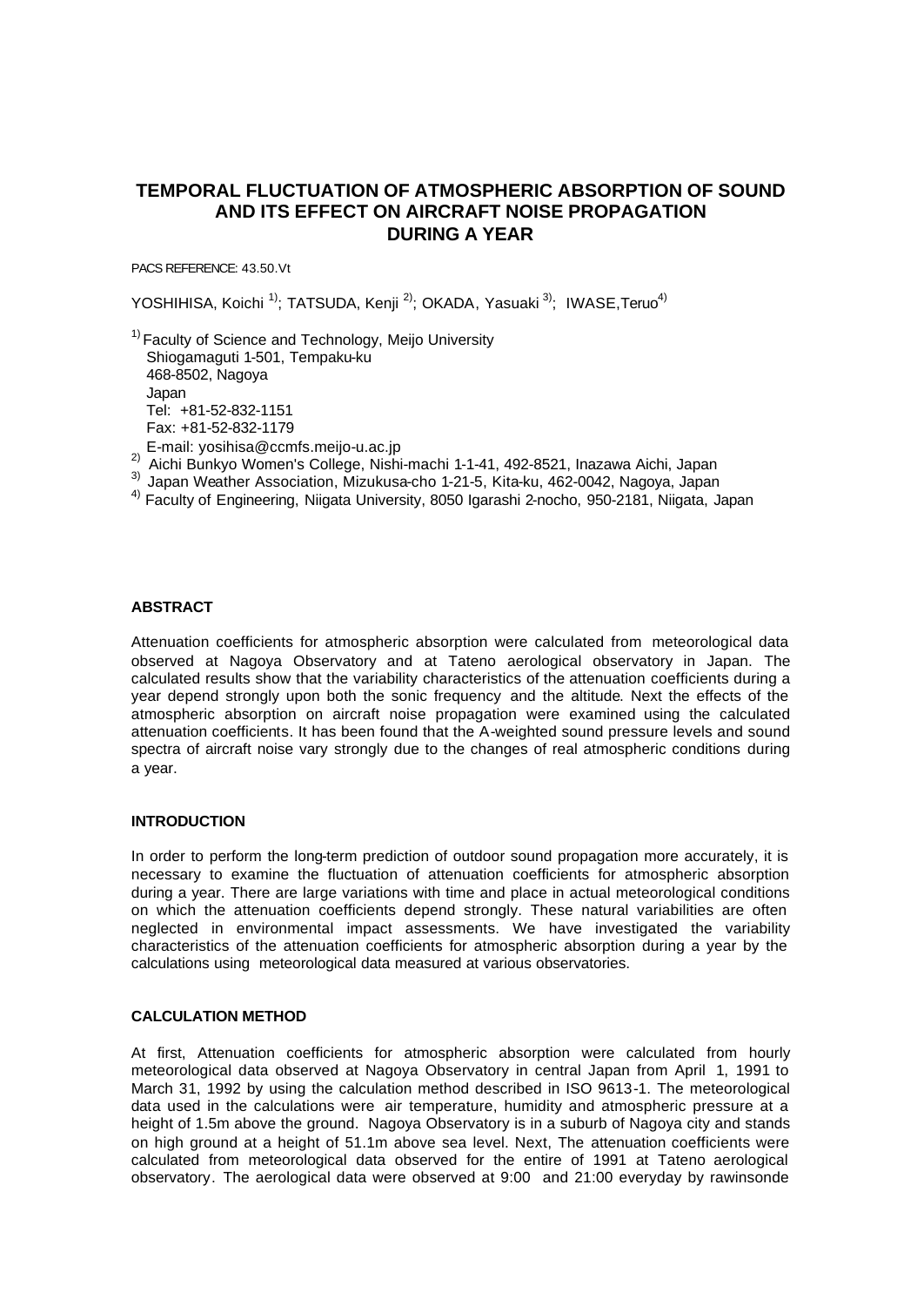# TEMPORAL FLUCTUATION OF ATMOSPHERIC ABSORPTION OF SOUND AND ITS EFFECT ON AIRCRAFT NOISE PROPAGATION DURING A YEAR

PACS REFERENCE: 43.50.Vt

YOSHIHISA, Koichi [1]; TATSUDA, Kenji [2]; OKADA, Yasuaki [3]; IWASE, Teruo [4]

[1] Faculty of Science and Technology, Meijo University
Shiogamaguti 1-501, Tempaku-ku
468-8502, Nagoya
Japan
Tel: +81-52-832-1151
Fax: +81-52-832-1179
E-mail: yosihisa@ccmfs.meijo-u.ac.jp

[2] Aichi Bunkyo Women's College, Nishi-machi 1-1-41, 492-8521, Inazawa Aichi, Japan

[3] Japan Weather Association, Mizukusa-cho 1-21-5, Kita-ku, 462-0042, Nagoya, Japan

[4] Faculty of Engineering, Niigata University, 8050 Igarashi 2-nocho, 950-2181, Niigata, Japan

## ABSTRACT

Attenuation coefficients for atmospheric absorption were calculated from meteorological data observed at Nagoya Observatory and at Tateno aerological observatory in Japan. The calculated results show that the variability characteristics of the attenuation coefficients during a year depend strongly upon both the sonic frequency and the altitude. Next the effects of the atmospheric absorption on aircraft noise propagation were examined using the calculated attenuation coefficients. It has been found that the A-weighted sound pressure levels and sound spectra of aircraft noise vary strongly due to the changes of real atmospheric conditions during a year.

## INTRODUCTION

In order to perform the long-term prediction of outdoor sound propagation more accurately, it is necessary to examine the fluctuation of attenuation coefficients for atmospheric absorption during a year. There are large variations with time and place in actual meteorological conditions on which the attenuation coefficients depend strongly. These natural variabilities are often neglected in environmental impact assessments. We have investigated the variability characteristics of the attenuation coefficients for atmospheric absorption during a year by the calculations using meteorological data measured at various observatories.

## CALCULATION METHOD

At first, Attenuation coefficients for atmospheric absorption were calculated from hourly meteorological data observed at Nagoya Observatory in central Japan from April 1, 1991 to March 31, 1992 by using the calculation method described in ISO 9613-1. The meteorological data used in the calculations were air temperature, humidity and atmospheric pressure at a height of 1.5m above the ground. Nagoya Observatory is in a suburb of Nagoya city and stands on high ground at a height of 51.1m above sea level. Next, The attenuation coefficients were calculated from meteorological data observed for the entire of 1991 at Tateno aerological observatory. The aerological data were observed at 9:00 and 21:00 everyday by rawinsonde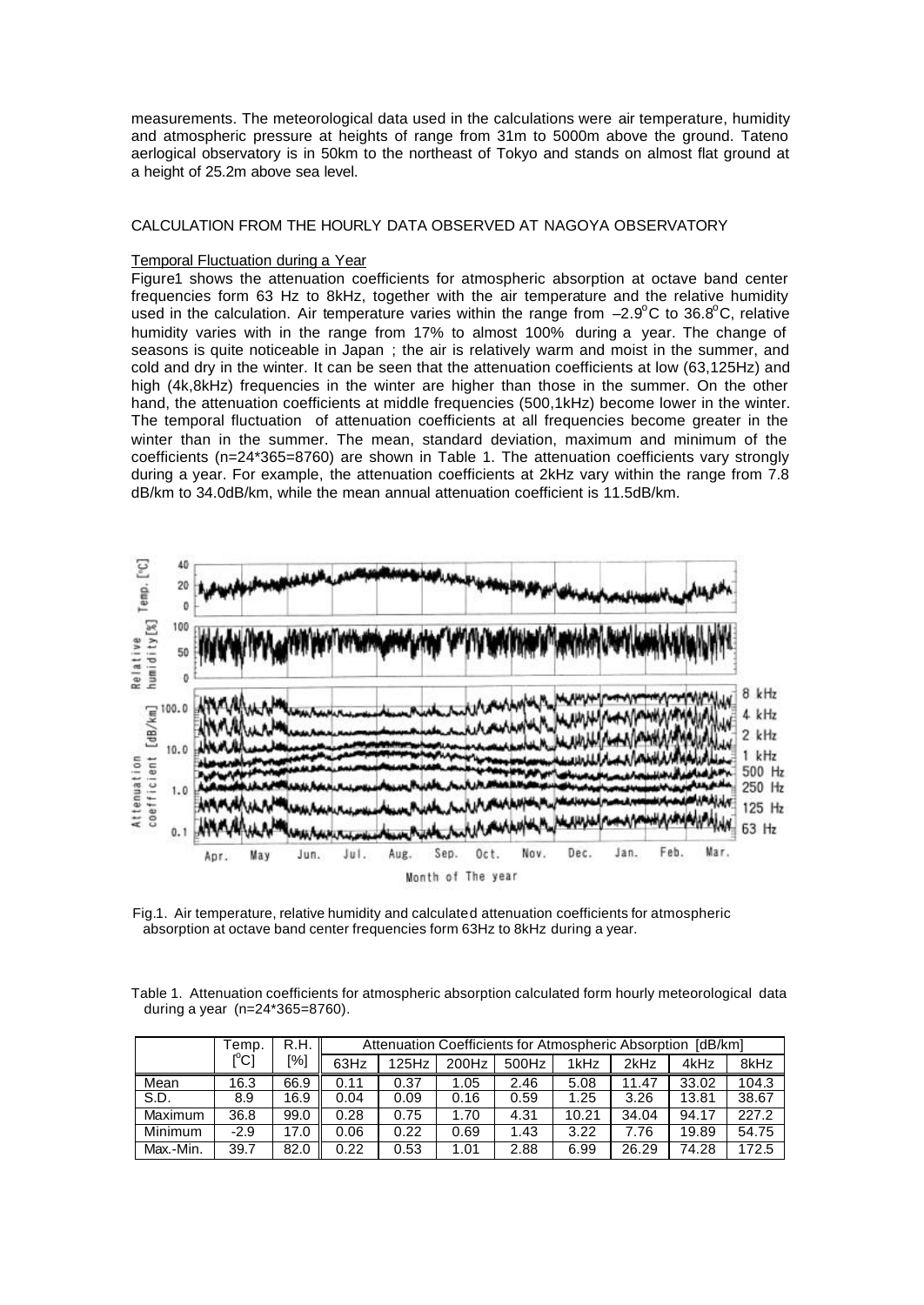measurements. The meteorological data used in the calculations were air temperature, humidity and atmospheric pressure at heights of range from 31m to 5000m above the ground. Tateno aerlogical observatory is in 50km to the northeast of Tokyo and stands on almost flat ground at a height of 25.2m above sea level.

## CALCULATION FROM THE HOURLY DATA OBSERVED AT NAGOYA OBSERVATORY

### Temporal Fluctuation during a Year

Figure1 shows the attenuation coefficients for atmospheric absorption at octave band center frequencies form 63 Hz to 8kHz, together with the air temperature and the relative humidity used in the calculation. Air temperature varies within the range from $-2.9^{o}C$ to $36.8^{o}C$, relative humidity varies with in the range from 17% to almost 100% during a year. The change of seasons is quite noticeable in Japan ; the air is relatively warm and moist in the summer, and cold and dry in the winter. It can be seen that the attenuation coefficients at low (63,125Hz) and high (4k,8kHz) frequencies in the winter are higher than those in the summer. On the other hand, the attenuation coefficients at middle frequencies (500,1kHz) become lower in the winter. The temporal fluctuation of attenuation coefficients at all frequencies become greater in the winter than in the summer. The mean, standard deviation, maximum and minimum of the coefficients (n=24*365=8760) are shown in Table 1. The attenuation coefficients vary strongly during a year. For example, the attenuation coefficients at 2kHz vary within the range from 7.8 dB/km to 34.0dB/km, while the mean annual attenuation coefficient is 11.5dB/km.

Fig.1. Air temperature, relative humidity and calculated attenuation coefficients for atmospheric absorption at octave band center frequencies form 63Hz to 8kHz during a year.

Table 1. Attenuation coefficients for atmospheric absorption calculated form hourly meteorological data during a year (n=24*365=8760).

| | Temp. | R.H. | Attenuation Coefficients for Atmospheric Absorption [dB/km] | | | | | | | |
|---|---|---|---|---|---|---|---|---|---|---|
| | [$^{o}$C] | [%] | 63Hz | 125Hz | 200Hz | 500Hz | 1kHz | 2kHz | 4kHz | 8kHz |
| Mean | 16.3 | 66.9 | 0.11 | 0.37 | 1.05 | 2.46 | 5.08 | 11.47 | 33.02 | 104.3 |
| S.D. | 8.9 | 16.9 | 0.04 | 0.09 | 0.16 | 0.59 | 1.25 | 3.26 | 13.81 | 38.67 |
| Maximum | 36.8 | 99.0 | 0.28 | 0.75 | 1.70 | 4.31 | 10.21 | 34.04 | 94.17 | 227.2 |
| Minimum | -2.9 | 17.0 | 0.06 | 0.22 | 0.69 | 1.43 | 3.22 | 7.76 | 19.89 | 54.75 |
| Max.-Min. | 39.7 | 82.0 | 0.22 | 0.53 | 1.01 | 2.88 | 6.99 | 26.29 | 74.28 | 172.5 |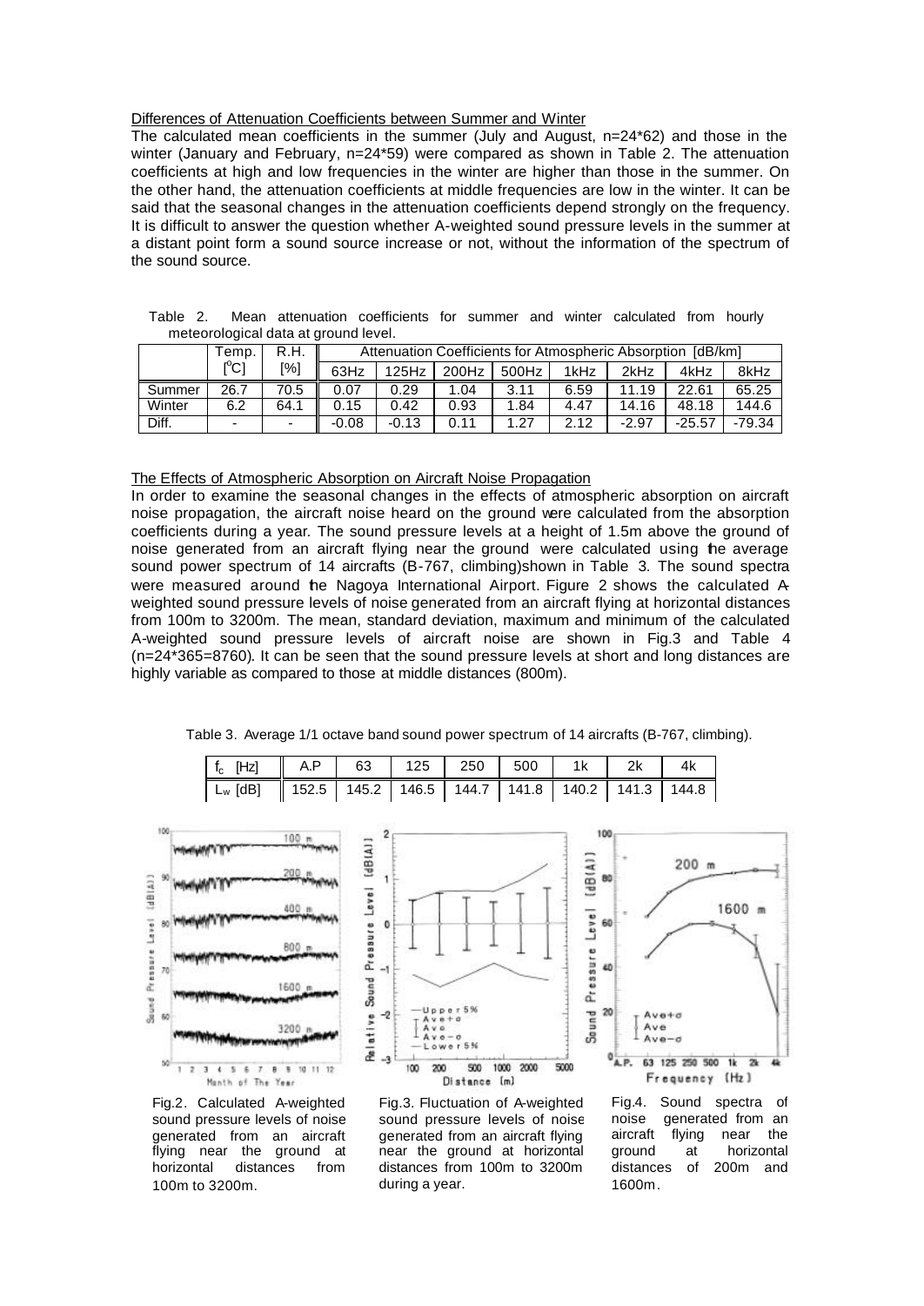Differences of Attenuation Coefficients between Summer and Winter

The calculated mean coefficients in the summer (July and August, n=24*62) and those in the winter (January and February, n=24*59) were compared as shown in Table 2. The attenuation coefficients at high and low frequencies in the winter are higher than those in the summer. On the other hand, the attenuation coefficients at middle frequencies are low in the winter. It can be said that the seasonal changes in the attenuation coefficients depend strongly on the frequency. It is difficult to answer the question whether A-weighted sound pressure levels in the summer at a distant point form a sound source increase or not, without the information of the spectrum of the sound source.

Table 2. Mean attenuation coefficients for summer and winter calculated from hourly meteorological data at ground level.

| | Temp. [°C] | R.H. [%] | Attenuation Coefficients for Atmospheric Absorption [dB/km] | | | | | | | |
|---|---|---|---|---|---|---|---|---|---|---|
| | | | 63Hz | 125Hz | 200Hz | 500Hz | 1kHz | 2kHz | 4kHz | 8kHz |
| Summer | 26.7 | 70.5 | 0.07 | 0.29 | 1.04 | 3.11 | 6.59 | 11.19 | 22.61 | 65.25 |
| Winter | 6.2 | 64.1 | 0.15 | 0.42 | 0.93 | 1.84 | 4.47 | 14.16 | 48.18 | 144.6 |
| Diff. | - | - | -0.08 | -0.13 | 0.11 | 1.27 | 2.12 | -2.97 | -25.57 | -79.34 |

The Effects of Atmospheric Absorption on Aircraft Noise Propagation

In order to examine the seasonal changes in the effects of atmospheric absorption on aircraft noise propagation, the aircraft noise heard on the ground were calculated from the absorption coefficients during a year. The sound pressure levels at a height of 1.5m above the ground of noise generated from an aircraft flying near the ground were calculated using the average sound power spectrum of 14 aircrafts (B-767, climbing)shown in Table 3. The sound spectra were measured around the Nagoya International Airport. Figure 2 shows the calculated A-weighted sound pressure levels of noise generated from an aircraft flying at horizontal distances from 100m to 3200m. The mean, standard deviation, maximum and minimum of the calculated A-weighted sound pressure levels of aircraft noise are shown in Fig.3 and Table 4 (n=24*365=8760). It can be seen that the sound pressure levels at short and long distances are highly variable as compared to those at middle distances (800m).

Table 3. Average 1/1 octave band sound power spectrum of 14 aircrafts (B-767, climbing).

| $f_c$ [Hz] | A.P | 63 | 125 | 250 | 500 | 1k | 2k | 4k |
|---|---|---|---|---|---|---|---|---|
| $L_w$ [dB] | 152.5 | 145.2 | 146.5 | 144.7 | 141.8 | 140.2 | 141.3 | 144.8 |

Fig.2. Calculated A-weighted sound pressure levels of noise generated from an aircraft flying near the ground at horizontal distances from 100m to 3200m.

Fig.3. Fluctuation of A-weighted sound pressure levels of noise generated from an aircraft flying near the ground at horizontal distances from 100m to 3200m during a year.

Fig.4. Sound spectra of noise generated from an aircraft flying near the ground at horizontal distances of 200m and 1600m.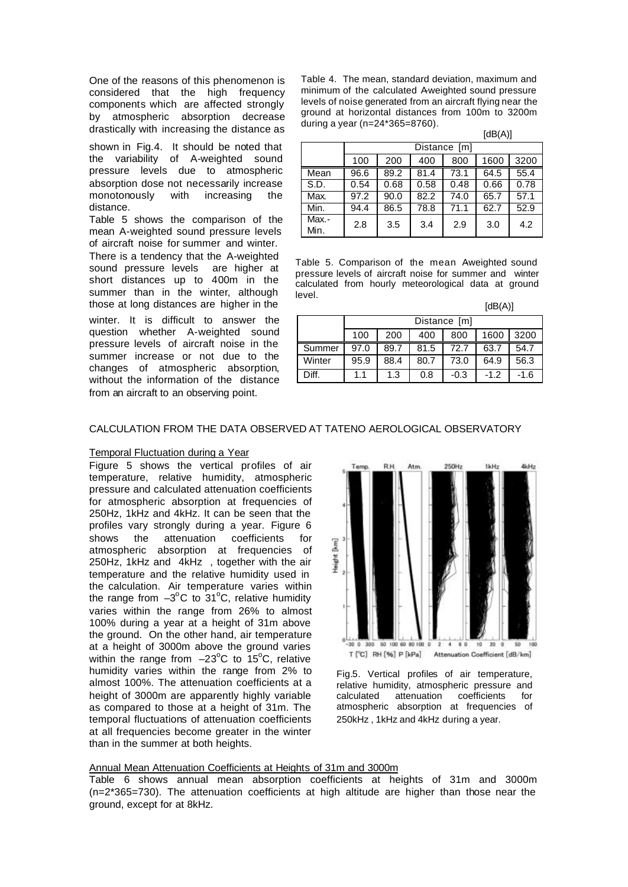One of the reasons of this phenomenon is considered that the high frequency components which are affected strongly by atmospheric absorption decrease drastically with increasing the distance as shown in Fig.4. It should be noted that the variability of A-weighted sound pressure levels due to atmospheric absorption dose not necessarily increase monotonously with increasing the distance.

Table 5 shows the comparison of the mean A-weighted sound pressure levels of aircraft noise for summer and winter. There is a tendency that the A-weighted sound pressure levels are higher at short distances up to 400m in the summer than in the winter, although those at long distances are higher in the winter. It is difficult to answer the question whether A-weighted sound pressure levels of aircraft noise in the summer increase or not due to the changes of atmospheric absorption, without the information of the distance from an aircraft to an observing point.

Table 4. The mean, standard deviation, maximum and minimum of the calculated A-weighted sound pressure levels of noise generated from an aircraft flying near the ground at horizontal distances from 100m to 3200m during a year (n=24*365=8760).

[dB(A)]

| | Distance [m] | | | | | |
|---|---|---|---|---|---|---|
| | 100 | 200 | 400 | 800 | 1600 | 3200 |
| Mean | 96.6 | 89.2 | 81.4 | 73.1 | 64.5 | 55.4 |
| S.D. | 0.54 | 0.68 | 0.58 | 0.48 | 0.66 | 0.78 |
| Max. | 97.2 | 90.0 | 82.2 | 74.0 | 65.7 | 57.1 |
| Min. | 94.4 | 86.5 | 78.8 | 71.1 | 62.7 | 52.9 |
| Max.-Min. | 2.8 | 3.5 | 3.4 | 2.9 | 3.0 | 4.2 |

Table 5. Comparison of the mean A-weighted sound pressure levels of aircraft noise for summer and winter calculated from hourly meteorological data at ground level.

[dB(A)]

| | Distance [m] | | | | | |
|---|---|---|---|---|---|---|
| | 100 | 200 | 400 | 800 | 1600 | 3200 |
| Summer | 97.0 | 89.7 | 81.5 | 72.7 | 63.7 | 54.7 |
| Winter | 95.9 | 88.4 | 80.7 | 73.0 | 64.9 | 56.3 |
| Diff. | 1.1 | 1.3 | 0.8 | -0.3 | -1.2 | -1.6 |

## CALCULATION FROM THE DATA OBSERVED AT TATENO AEROLOGICAL OBSERVATORY

### Temporal Fluctuation during a Year

Figure 5 shows the vertical profiles of air temperature, relative humidity, atmospheric pressure and calculated attenuation coefficients for atmospheric absorption at frequencies of 250Hz, 1kHz and 4kHz. It can be seen that the profiles vary strongly during a year. Figure 6 shows the attenuation coefficients for atmospheric absorption at frequencies of 250Hz, 1kHz and 4kHz , together with the air temperature and the relative humidity used in the calculation. Air temperature varies within the range from $-3^{o}C$ to $31^{o}C$, relative humidity varies within the range from 26% to almost 100% during a year at a height of 31m above the ground. On the other hand, air temperature at a height of 3000m above the ground varies within the range from $-23^{o}C$ to $15^{o}C$, relative humidity varies within the range from 2% to almost 100%. The attenuation coefficients at a height of 3000m are apparently highly variable as compared to those at a height of 31m. The temporal fluctuations of attenuation coefficients at all frequencies become greater in the winter than in the summer at both heights.

Fig.5. Vertical profiles of air temperature, relative humidity, atmospheric pressure and calculated attenuation coefficients for atmospheric absorption at frequencies of 250kHz , 1kHz and 4kHz during a year.

### Annual Mean Attenuation Coefficients at Heights of 31m and 3000m

Table 6 shows annual mean absorption coefficients at heights of 31m and 3000m (n=2*365=730). The attenuation coefficients at high altitude are higher than those near the ground, except for at 8kHz.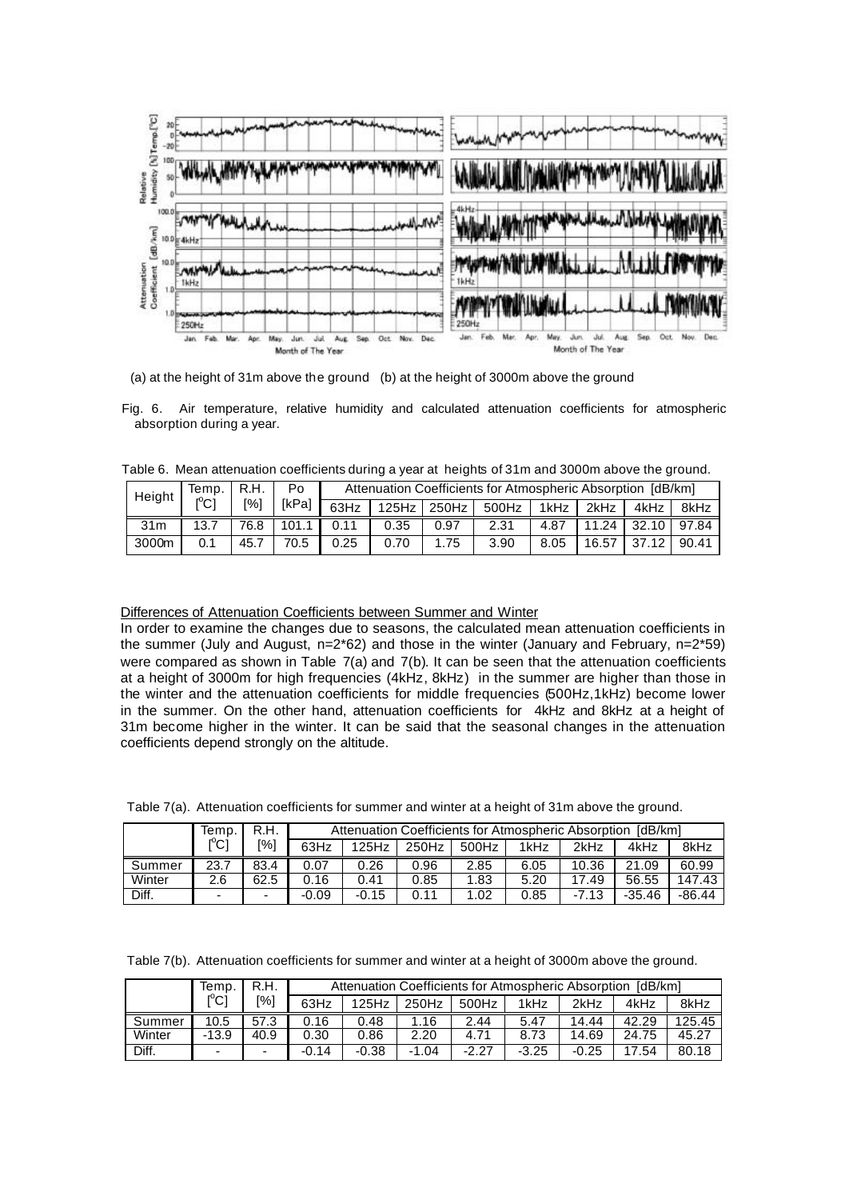(a) at the height of 31m above the ground (b) at the height of 3000m above the ground

Fig. 6. Air temperature, relative humidity and calculated attenuation coefficients for atmospheric absorption during a year.

Table 6. Mean attenuation coefficients during a year at heights of 31m and 3000m above the ground.

| Height | Temp. [°C] | R.H. [%] | Po [kPa] | Attenuation Coefficients for Atmospheric Absorption [dB/km] | | | | | | | |
|---|---|---|---|---|---|---|---|---|---|---|---|
| | | | | 63Hz | 125Hz | 250Hz | 500Hz | 1kHz | 2kHz | 4kHz | 8kHz |
| 31m | 13.7 | 76.8 | 101.1 | 0.11 | 0.35 | 0.97 | 2.31 | 4.87 | 11.24 | 32.10 | 97.84 |
| 3000m | 0.1 | 45.7 | 70.5 | 0.25 | 0.70 | 1.75 | 3.90 | 8.05 | 16.57 | 37.12 | 90.41 |

Differences of Attenuation Coefficients between Summer and Winter

In order to examine the changes due to seasons, the calculated mean attenuation coefficients in the summer (July and August, n=2*62) and those in the winter (January and February, n=2*59) were compared as shown in Table 7(a) and 7(b). It can be seen that the attenuation coefficients at a height of 3000m for high frequencies (4kHz, 8kHz) in the summer are higher than those in the winter and the attenuation coefficients for middle frequencies (500Hz,1kHz) become lower in the summer. On the other hand, attenuation coefficients for 4kHz and 8kHz at a height of 31m become higher in the winter. It can be said that the seasonal changes in the attenuation coefficients depend strongly on the altitude.

Table 7(a). Attenuation coefficients for summer and winter at a height of 31m above the ground.

| | Temp. [°C] | R.H. [%] | Attenuation Coefficients for Atmospheric Absorption [dB/km] | | | | | | | |
|---|---|---|---|---|---|---|---|---|---|---|
| | | | 63Hz | 125Hz | 250Hz | 500Hz | 1kHz | 2kHz | 4kHz | 8kHz |
| Summer | 23.7 | 83.4 | 0.07 | 0.26 | 0.96 | 2.85 | 6.05 | 10.36 | 21.09 | 60.99 |
| Winter | 2.6 | 62.5 | 0.16 | 0.41 | 0.85 | 1.83 | 5.20 | 17.49 | 56.55 | 147.43 |
| Diff. | - | - | -0.09 | -0.15 | 0.11 | 1.02 | 0.85 | -7.13 | -35.46 | -86.44 |

Table 7(b). Attenuation coefficients for summer and winter at a height of 3000m above the ground.

| | Temp. [°C] | R.H. [%] | Attenuation Coefficients for Atmospheric Absorption [dB/km] | | | | | | | |
|---|---|---|---|---|---|---|---|---|---|---|
| | | | 63Hz | 125Hz | 250Hz | 500Hz | 1kHz | 2kHz | 4kHz | 8kHz |
| Summer | 10.5 | 57.3 | 0.16 | 0.48 | 1.16 | 2.44 | 5.47 | 14.44 | 42.29 | 125.45 |
| Winter | -13.9 | 40.9 | 0.30 | 0.86 | 2.20 | 4.71 | 8.73 | 14.69 | 24.75 | 45.27 |
| Diff. | - | - | -0.14 | -0.38 | -1.04 | -2.27 | -3.25 | -0.25 | 17.54 | 80.18 |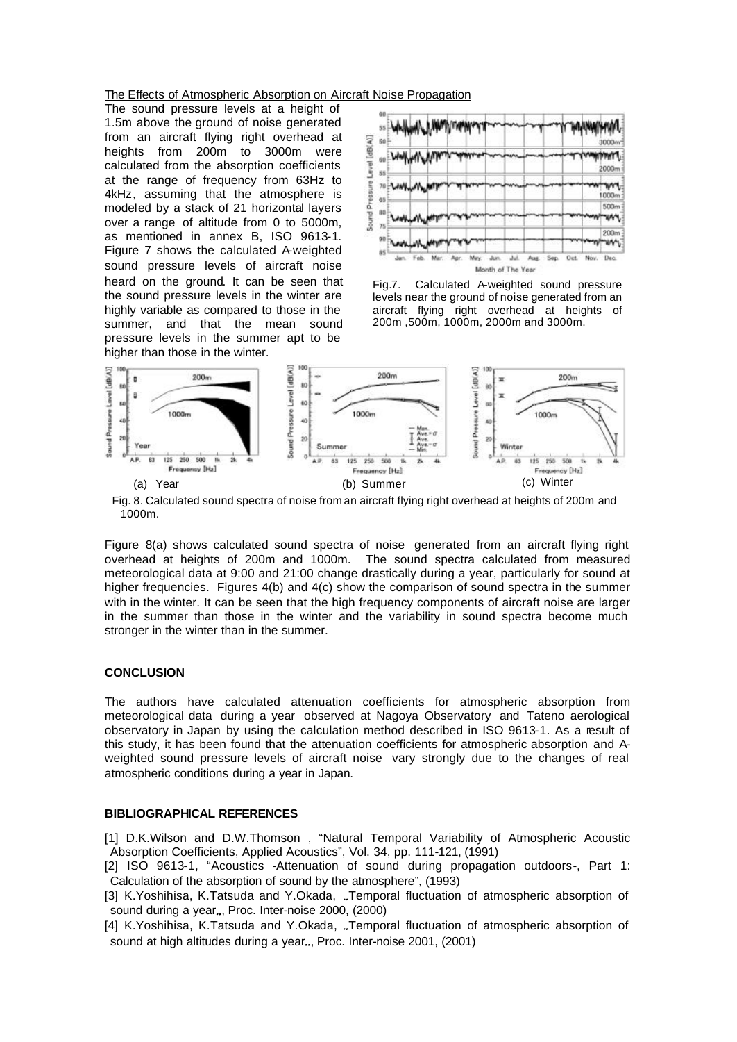The Effects of Atmospheric Absorption on Aircraft Noise Propagation

The sound pressure levels at a height of 1.5m above the ground of noise generated from an aircraft flying right overhead at heights from 200m to 3000m were calculated from the absorption coefficients at the range of frequency from 63Hz to 4kHz, assuming that the atmosphere is modeled by a stack of 21 horizontal layers over a range of altitude from 0 to 5000m, as mentioned in annex B, ISO 9613-1. Figure 7 shows the calculated A-weighted sound pressure levels of aircraft noise heard on the ground. It can be seen that the sound pressure levels in the winter are highly variable as compared to those in the summer, and that the mean sound pressure levels in the summer apt to be higher than those in the winter.

Sound Pressure Level [dB(A)]
60
55
50
60
55
70
65
80
75
90
85
3000m
2000m
1000m
500m
200m
Jan. Feb. Mar. Apr. May. Jun. Jul. Aug. Sep. Oct. Nov. Dec.
Month of The Year

Fig.7. Calculated A-weighted sound pressure levels near the ground of noise generated from an aircraft flying right overhead at heights of 200m ,500m, 1000m, 2000m and 3000m.

Sound Pressure Level [dB(A)]
100
80
60
40
20
0
200m
1000m
Year
A.P. 63 125 250 500 1k 2k 4k
Frequency [Hz]
(a) Year

Sound Pressure Level [dB(A)]
100
80
60
40
20
0
200m
1000m
Summer
Max.
Ave.+σ
Ave.
Ave.−σ
Min.
A.P. 63 125 250 500 1k 2k 4k
Frequency [Hz]
(b) Summer

Sound Pressure Level [dB(A)]
100
80
60
40
20
0
200m
1000m
Winter
A.P. 63 125 250 500 1k 2k 4k
Frequency [Hz]
(c) Winter

Fig. 8. Calculated sound spectra of noise from an aircraft flying right overhead at heights of 200m and 1000m.

Figure 8(a) shows calculated sound spectra of noise generated from an aircraft flying right overhead at heights of 200m and 1000m. The sound spectra calculated from measured meteorological data at 9:00 and 21:00 change drastically during a year, particularly for sound at higher frequencies. Figures 4(b) and 4(c) show the comparison of sound spectra in the summer with in the winter. It can be seen that the high frequency components of aircraft noise are larger in the summer than those in the winter and the variability in sound spectra become much stronger in the winter than in the summer.

## CONCLUSION

The authors have calculated attenuation coefficients for atmospheric absorption from meteorological data during a year observed at Nagoya Observatory and Tateno aerological observatory in Japan by using the calculation method described in ISO 9613-1. As a result of this study, it has been found that the attenuation coefficients for atmospheric absorption and A-weighted sound pressure levels of aircraft noise vary strongly due to the changes of real atmospheric conditions during a year in Japan.

## BIBLIOGRAPHICAL REFERENCES

[1] D.K.Wilson and D.W.Thomson , "Natural Temporal Variability of Atmospheric Acoustic Absorption Coefficients, Applied Acoustics", Vol. 34, pp. 111-121, (1991)

[2] ISO 9613-1, "Acoustics -Attenuation of sound during propagation outdoors-, Part 1: Calculation of the absorption of sound by the atmosphere", (1993)

[3] K.Yoshihisa, K.Tatsuda and Y.Okada, „Temporal fluctuation of atmospheric absorption of sound during a year„, Proc. Inter-noise 2000, (2000)

[4] K.Yoshihisa, K.Tatsuda and Y.Okada, „Temporal fluctuation of atmospheric absorption of sound at high altitudes during a year„, Proc. Inter-noise 2001, (2001)